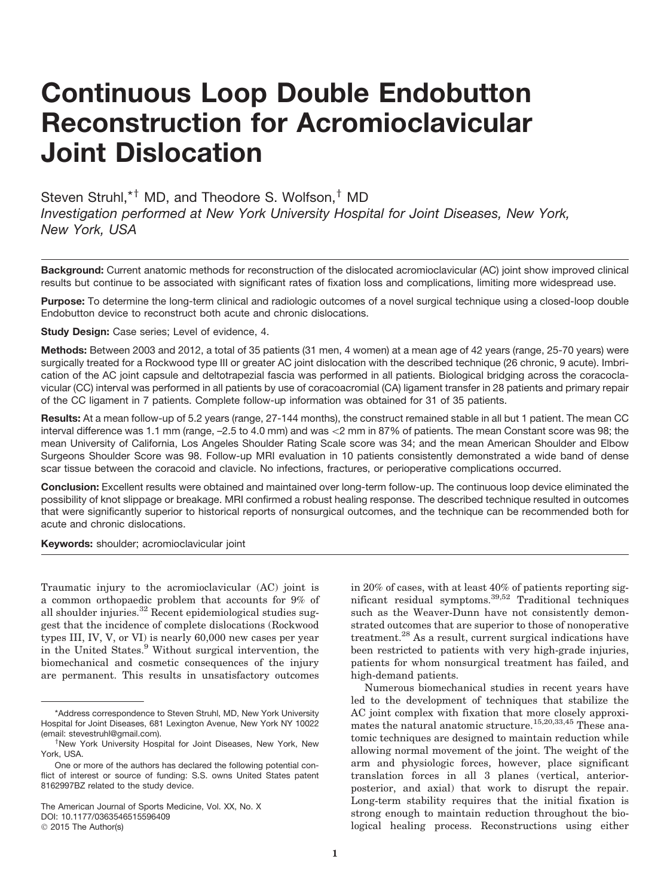# Continuous Loop Double Endobutton Reconstruction for Acromioclavicular Joint Dislocation

Steven Struhl,[*†] MD, and Theodore S. Wolfson,[†] MD

*Investigation performed at New York University Hospital for Joint Diseases, New York, New York, USA*

**Background:** Current anatomic methods for reconstruction of the dislocated acromioclavicular (AC) joint show improved clinical results but continue to be associated with significant rates of fixation loss and complications, limiting more widespread use.

**Purpose:** To determine the long-term clinical and radiologic outcomes of a novel surgical technique using a closed-loop double Endobutton device to reconstruct both acute and chronic dislocations.

**Study Design:** Case series; Level of evidence, 4.

**Methods:** Between 2003 and 2012, a total of 35 patients (31 men, 4 women) at a mean age of 42 years (range, 25-70 years) were surgically treated for a Rockwood type III or greater AC joint dislocation with the described technique (26 chronic, 9 acute). Imbrication of the AC joint capsule and deltotrapezial fascia was performed in all patients. Biological bridging across the coracoclavicular (CC) interval was performed in all patients by use of coracoacromial (CA) ligament transfer in 28 patients and primary repair of the CC ligament in 7 patients. Complete follow-up information was obtained for 31 of 35 patients.

**Results:** At a mean follow-up of 5.2 years (range, 27-144 months), the construct remained stable in all but 1 patient. The mean CC interval difference was 1.1 mm (range, –2.5 to 4.0 mm) and was <2 mm in 87% of patients. The mean Constant score was 98; the mean University of California, Los Angeles Shoulder Rating Scale score was 34; and the mean American Shoulder and Elbow Surgeons Shoulder Score was 98. Follow-up MRI evaluation in 10 patients consistently demonstrated a wide band of dense scar tissue between the coracoid and clavicle. No infections, fractures, or perioperative complications occurred.

**Conclusion:** Excellent results were obtained and maintained over long-term follow-up. The continuous loop device eliminated the possibility of knot slippage or breakage. MRI confirmed a robust healing response. The described technique resulted in outcomes that were significantly superior to historical reports of nonsurgical outcomes, and the technique can be recommended both for acute and chronic dislocations.

**Keywords:** shoulder; acromioclavicular joint

Traumatic injury to the acromioclavicular (AC) joint is a common orthopaedic problem that accounts for 9% of all shoulder injuries.[32] Recent epidemiological studies suggest that the incidence of complete dislocations (Rockwood types III, IV, V, or VI) is nearly 60,000 new cases per year in the United States.[9] Without surgical intervention, the biomechanical and cosmetic consequences of the injury are permanent. This results in unsatisfactory outcomes in 20% of cases, with at least 40% of patients reporting significant residual symptoms.[39,52] Traditional techniques such as the Weaver-Dunn have not consistently demonstrated outcomes that are superior to those of nonoperative treatment.[28] As a result, current surgical indications have been restricted to patients with very high-grade injuries, patients for whom nonsurgical treatment has failed, and high-demand patients.

Numerous biomechanical studies in recent years have led to the development of techniques that stabilize the AC joint complex with fixation that more closely approximates the natural anatomic structure.[15,20,33,45] These anatomic techniques are designed to maintain reduction while allowing normal movement of the joint. The weight of the arm and physiologic forces, however, place significant translation forces in all 3 planes (vertical, anterior-posterior, and axial) that work to disrupt the repair. Long-term stability requires that the initial fixation is strong enough to maintain reduction throughout the biological healing process. Reconstructions using either

*Address correspondence to Steven Struhl, MD, New York University Hospital for Joint Diseases, 681 Lexington Avenue, New York NY 10022 (email: stevestruhl@gmail.com).

†New York University Hospital for Joint Diseases, New York, New York, USA.

One or more of the authors has declared the following potential conflict of interest or source of funding: S.S. owns United States patent 8162997BZ related to the study device.

The American Journal of Sports Medicine, Vol. XX, No. X
DOI: 10.1177/0363546515596409
© 2015 The Author(s)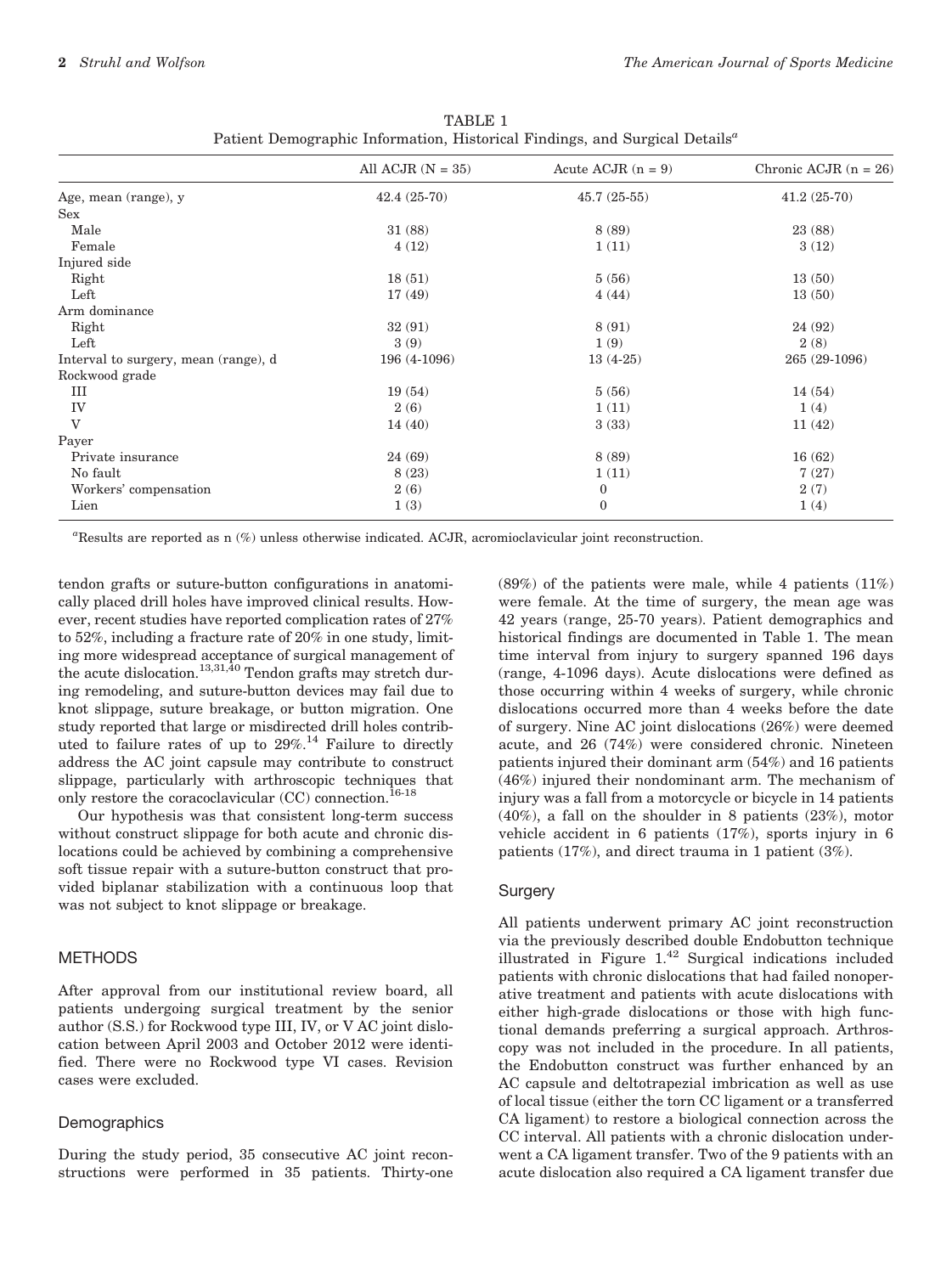TABLE 1
Patient Demographic Information, Historical Findings, and Surgical Details[a]

| | All ACJR (N = 35) | Acute ACJR (n = 9) | Chronic ACJR (n = 26) |
|---|---|---|---|
| Age, mean (range), y | 42.4 (25-70) | 45.7 (25-55) | 41.2 (25-70) |
| Sex | | | |
| Male | 31 (88) | 8 (89) | 23 (88) |
| Female | 4 (12) | 1 (11) | 3 (12) |
| Injured side | | | |
| Right | 18 (51) | 5 (56) | 13 (50) |
| Left | 17 (49) | 4 (44) | 13 (50) |
| Arm dominance | | | |
| Right | 32 (91) | 8 (91) | 24 (92) |
| Left | 3 (9) | 1 (9) | 2 (8) |
| Interval to surgery, mean (range), d | 196 (4-1096) | 13 (4-25) | 265 (29-1096) |
| Rockwood grade | | | |
| III | 19 (54) | 5 (56) | 14 (54) |
| IV | 2 (6) | 1 (11) | 1 (4) |
| V | 14 (40) | 3 (33) | 11 (42) |
| Payer | | | |
| Private insurance | 24 (69) | 8 (89) | 16 (62) |
| No fault | 8 (23) | 1 (11) | 7 (27) |
| Workers' compensation | 2 (6) | 0 | 2 (7) |
| Lien | 1 (3) | 0 | 1 (4) |

[a]Results are reported as n (%) unless otherwise indicated. ACJR, acromioclavicular joint reconstruction.

tendon grafts or suture-button configurations in anatomically placed drill holes have improved clinical results. However, recent studies have reported complication rates of 27% to 52%, including a fracture rate of 20% in one study, limiting more widespread acceptance of surgical management of the acute dislocation.[13,31,40] Tendon grafts may stretch during remodeling, and suture-button devices may fail due to knot slippage, suture breakage, or button migration. One study reported that large or misdirected drill holes contributed to failure rates of up to 29%.[14] Failure to directly address the AC joint capsule may contribute to construct slippage, particularly with arthroscopic techniques that only restore the coracoclavicular (CC) connection.[16-18]

Our hypothesis was that consistent long-term success without construct slippage for both acute and chronic dislocations could be achieved by combining a comprehensive soft tissue repair with a suture-button construct that provided biplanar stabilization with a continuous loop that was not subject to knot slippage or breakage.

## METHODS

After approval from our institutional review board, all patients undergoing surgical treatment by the senior author (S.S.) for Rockwood type III, IV, or V AC joint dislocation between April 2003 and October 2012 were identified. There were no Rockwood type VI cases. Revision cases were excluded.

### Demographics

During the study period, 35 consecutive AC joint reconstructions were performed in 35 patients. Thirty-one (89%) of the patients were male, while 4 patients (11%) were female. At the time of surgery, the mean age was 42 years (range, 25-70 years). Patient demographics and historical findings are documented in Table 1. The mean time interval from injury to surgery spanned 196 days (range, 4-1096 days). Acute dislocations were defined as those occurring within 4 weeks of surgery, while chronic dislocations occurred more than 4 weeks before the date of surgery. Nine AC joint dislocations (26%) were deemed acute, and 26 (74%) were considered chronic. Nineteen patients injured their dominant arm (54%) and 16 patients (46%) injured their nondominant arm. The mechanism of injury was a fall from a motorcycle or bicycle in 14 patients (40%), a fall on the shoulder in 8 patients (23%), motor vehicle accident in 6 patients (17%), sports injury in 6 patients (17%), and direct trauma in 1 patient (3%).

### Surgery

All patients underwent primary AC joint reconstruction via the previously described double Endobutton technique illustrated in Figure 1.[42] Surgical indications included patients with chronic dislocations that had failed nonoperative treatment and patients with acute dislocations with either high-grade dislocations or those with high functional demands preferring a surgical approach. Arthroscopy was not included in the procedure. In all patients, the Endobutton construct was further enhanced by an AC capsule and deltotrapezial imbrication as well as use of local tissue (either the torn CC ligament or a transferred CA ligament) to restore a biological connection across the CC interval. All patients with a chronic dislocation underwent a CA ligament transfer. Two of the 9 patients with an acute dislocation also required a CA ligament transfer due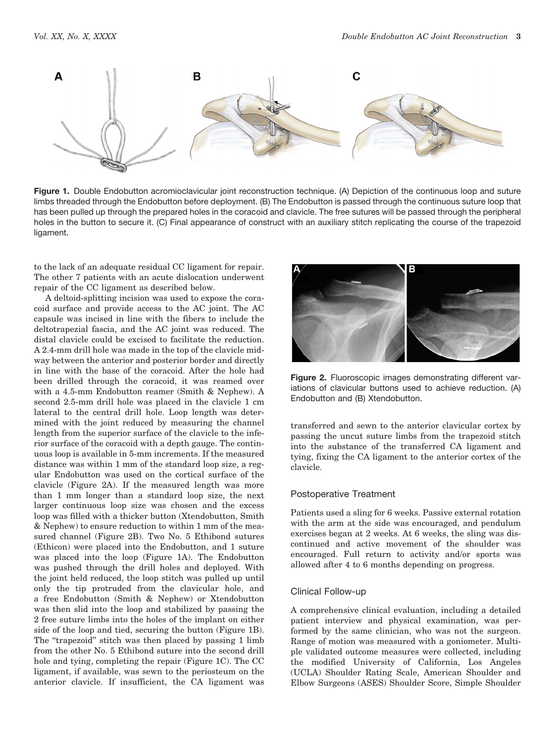**Figure 1.** Double Endobutton acromioclavicular joint reconstruction technique. (A) Depiction of the continuous loop and suture limbs threaded through the Endobutton before deployment. (B) The Endobutton is passed through the continuous suture loop that has been pulled up through the prepared holes in the coracoid and clavicle. The free sutures will be passed through the peripheral holes in the button to secure it. (C) Final appearance of construct with an auxiliary stitch replicating the course of the trapezoid ligament.

to the lack of an adequate residual CC ligament for repair. The other 7 patients with an acute dislocation underwent repair of the CC ligament as described below.

A deltoid-splitting incision was used to expose the coracoid surface and provide access to the AC joint. The AC capsule was incised in line with the fibers to include the deltotrapezial fascia, and the AC joint was reduced. The distal clavicle could be excised to facilitate the reduction. A 2.4-mm drill hole was made in the top of the clavicle midway between the anterior and posterior border and directly in line with the base of the coracoid. After the hole had been drilled through the coracoid, it was reamed over with a 4.5-mm Endobutton reamer (Smith & Nephew). A second 2.5-mm drill hole was placed in the clavicle 1 cm lateral to the central drill hole. Loop length was determined with the joint reduced by measuring the channel length from the superior surface of the clavicle to the inferior surface of the coracoid with a depth gauge. The continuous loop is available in 5-mm increments. If the measured distance was within 1 mm of the standard loop size, a regular Endobutton was used on the cortical surface of the clavicle (Figure 2A). If the measured length was more than 1 mm longer than a standard loop size, the next larger continuous loop size was chosen and the excess loop was filled with a thicker button (Xtendobutton, Smith & Nephew) to ensure reduction to within 1 mm of the measured channel (Figure 2B). Two No. 5 Ethibond sutures (Ethicon) were placed into the Endobutton, and 1 suture was placed into the loop (Figure 1A). The Endobutton was pushed through the drill holes and deployed. With the joint held reduced, the loop stitch was pulled up until only the tip protruded from the clavicular hole, and a free Endobutton (Smith & Nephew) or Xtendobutton was then slid into the loop and stabilized by passing the 2 free suture limbs into the holes of the implant on either side of the loop and tied, securing the button (Figure 1B). The "trapezoid" stitch was then placed by passing 1 limb from the other No. 5 Ethibond suture into the second drill hole and tying, completing the repair (Figure 1C). The CC ligament, if available, was sewn to the periosteum on the anterior clavicle. If insufficient, the CA ligament was transferred and sewn to the anterior clavicular cortex by passing the uncut suture limbs from the trapezoid stitch into the substance of the transferred CA ligament and tying, fixing the CA ligament to the anterior cortex of the clavicle.

**Figure 2.** Fluoroscopic images demonstrating different variations of clavicular buttons used to achieve reduction. (A) Endobutton and (B) Xtendobutton.

## Postoperative Treatment

Patients used a sling for 6 weeks. Passive external rotation with the arm at the side was encouraged, and pendulum exercises began at 2 weeks. At 6 weeks, the sling was discontinued and active movement of the shoulder was encouraged. Full return to activity and/or sports was allowed after 4 to 6 months depending on progress.

## Clinical Follow-up

A comprehensive clinical evaluation, including a detailed patient interview and physical examination, was performed by the same clinician, who was not the surgeon. Range of motion was measured with a goniometer. Multiple validated outcome measures were collected, including the modified University of California, Los Angeles (UCLA) Shoulder Rating Scale, American Shoulder and Elbow Surgeons (ASES) Shoulder Score, Simple Shoulder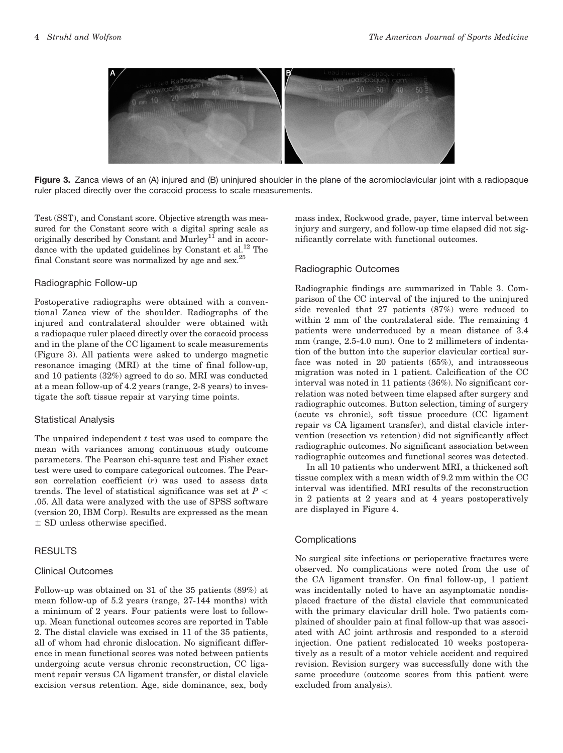**Figure 3.** Zanca views of an (A) injured and (B) uninjured shoulder in the plane of the acromioclavicular joint with a radiopaque ruler placed directly over the coracoid process to scale measurements.

Test (SST), and Constant score. Objective strength was measured for the Constant score with a digital spring scale as originally described by Constant and Murley[11] and in accordance with the updated guidelines by Constant et al.[12] The final Constant score was normalized by age and sex.[25]

### Radiographic Follow-up

Postoperative radiographs were obtained with a conventional Zanca view of the shoulder. Radiographs of the injured and contralateral shoulder were obtained with a radiopaque ruler placed directly over the coracoid process and in the plane of the CC ligament to scale measurements (Figure 3). All patients were asked to undergo magnetic resonance imaging (MRI) at the time of final follow-up, and 10 patients (32%) agreed to do so. MRI was conducted at a mean follow-up of 4.2 years (range, 2-8 years) to investigate the soft tissue repair at varying time points.

### Statistical Analysis

The unpaired independent $t$ test was used to compare the mean with variances among continuous study outcome parameters. The Pearson chi-square test and Fisher exact test were used to compare categorical outcomes. The Pearson correlation coefficient ($r$) was used to assess data trends. The level of statistical significance was set at $P < .05$. All data were analyzed with the use of SPSS software (version 20, IBM Corp). Results are expressed as the mean $\pm$ SD unless otherwise specified.

## RESULTS

### Clinical Outcomes

Follow-up was obtained on 31 of the 35 patients (89%) at mean follow-up of 5.2 years (range, 27-144 months) with a minimum of 2 years. Four patients were lost to follow-up. Mean functional outcomes scores are reported in Table 2. The distal clavicle was excised in 11 of the 35 patients, all of whom had chronic dislocation. No significant difference in mean functional scores was noted between patients undergoing acute versus chronic reconstruction, CC ligament repair versus CA ligament transfer, or distal clavicle excision versus retention. Age, side dominance, sex, body mass index, Rockwood grade, payer, time interval between injury and surgery, and follow-up time elapsed did not significantly correlate with functional outcomes.

### Radiographic Outcomes

Radiographic findings are summarized in Table 3. Comparison of the CC interval of the injured to the uninjured side revealed that 27 patients (87%) were reduced to within 2 mm of the contralateral side. The remaining 4 patients were underreduced by a mean distance of 3.4 mm (range, 2.5-4.0 mm). One to 2 millimeters of indentation of the button into the superior clavicular cortical surface was noted in 20 patients (65%), and intraosseous migration was noted in 1 patient. Calcification of the CC interval was noted in 11 patients (36%). No significant correlation was noted between time elapsed after surgery and radiographic outcomes. Button selection, timing of surgery (acute vs chronic), soft tissue procedure (CC ligament repair vs CA ligament transfer), and distal clavicle intervention (resection vs retention) did not significantly affect radiographic outcomes. No significant association between radiographic outcomes and functional scores was detected.

In all 10 patients who underwent MRI, a thickened soft tissue complex with a mean width of 9.2 mm within the CC interval was identified. MRI results of the reconstruction in 2 patients at 2 years and at 4 years postoperatively are displayed in Figure 4.

### Complications

No surgical site infections or perioperative fractures were observed. No complications were noted from the use of the CA ligament transfer. On final follow-up, 1 patient was incidentally noted to have an asymptomatic nondisplaced fracture of the distal clavicle that communicated with the primary clavicular drill hole. Two patients complained of shoulder pain at final follow-up that was associated with AC joint arthrosis and responded to a steroid injection. One patient redislocated 10 weeks postoperatively as a result of a motor vehicle accident and required revision. Revision surgery was successfully done with the same procedure (outcome scores from this patient were excluded from analysis).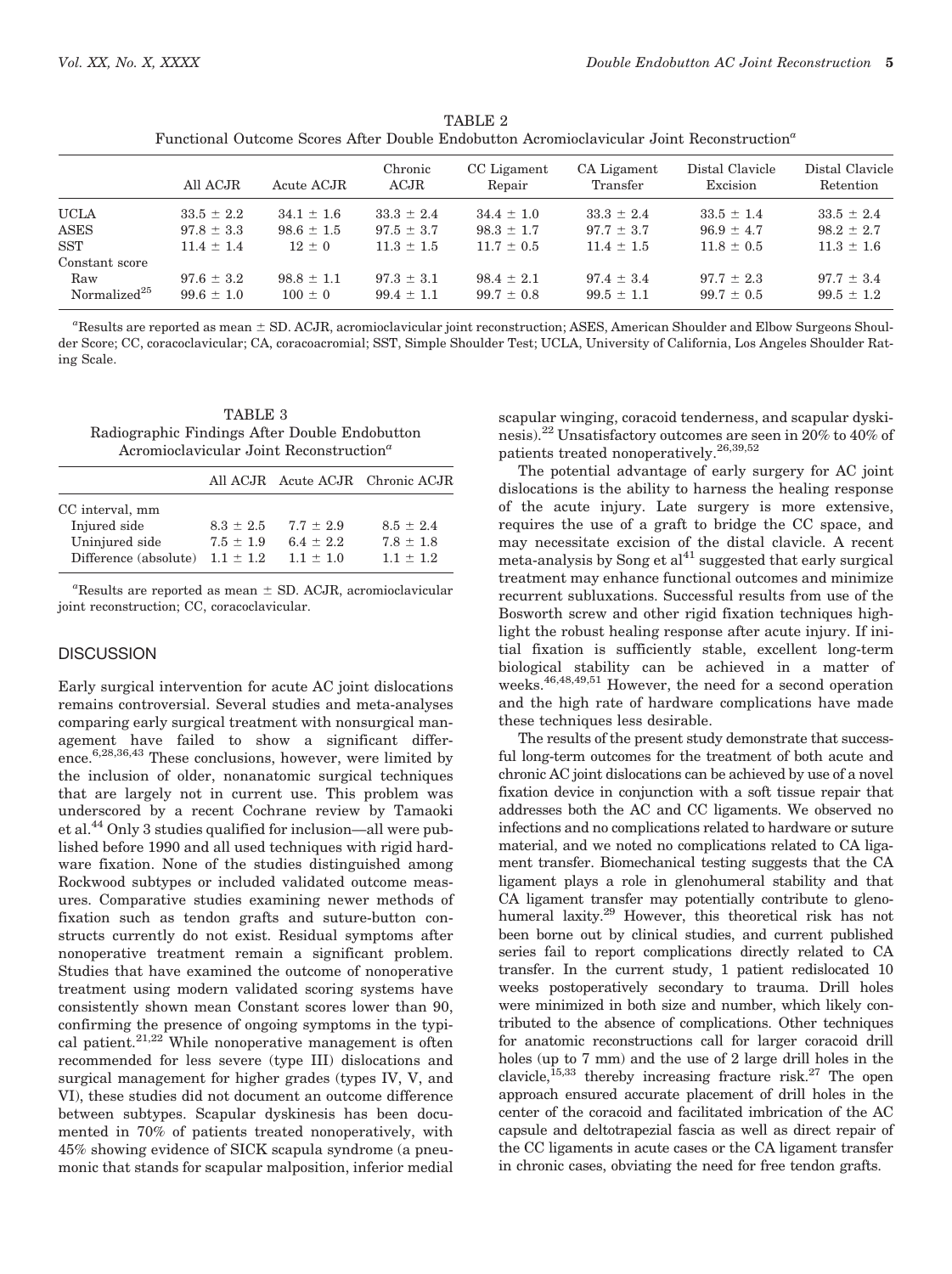TABLE 2
Functional Outcome Scores After Double Endobutton Acromioclavicular Joint Reconstruction[a]

| | All ACJR | Acute ACJR | Chronic ACJR | CC Ligament Repair | CA Ligament Transfer | Distal Clavicle Excision | Distal Clavicle Retention |
|---|---|---|---|---|---|---|---|
| UCLA | 33.5 ± 2.2 | 34.1 ± 1.6 | 33.3 ± 2.4 | 34.4 ± 1.0 | 33.3 ± 2.4 | 33.5 ± 1.4 | 33.5 ± 2.4 |
| ASES | 97.8 ± 3.3 | 98.6 ± 1.5 | 97.5 ± 3.7 | 98.3 ± 1.7 | 97.7 ± 3.7 | 96.9 ± 4.7 | 98.2 ± 2.7 |
| SST | 11.4 ± 1.4 | 12 ± 0 | 11.3 ± 1.5 | 11.7 ± 0.5 | 11.4 ± 1.5 | 11.8 ± 0.5 | 11.3 ± 1.6 |
| Constant score | | | | | | | |
| Raw | 97.6 ± 3.2 | 98.8 ± 1.1 | 97.3 ± 3.1 | 98.4 ± 2.1 | 97.4 ± 3.4 | 97.7 ± 2.3 | 97.7 ± 3.4 |
| Normalized[25] | 99.6 ± 1.0 | 100 ± 0 | 99.4 ± 1.1 | 99.7 ± 0.8 | 99.5 ± 1.1 | 99.7 ± 0.5 | 99.5 ± 1.2 |

[a]Results are reported as mean ± SD. ACJR, acromioclavicular joint reconstruction; ASES, American Shoulder and Elbow Surgeons Shoulder Score; CC, coracoclavicular; CA, coracoacromial; SST, Simple Shoulder Test; UCLA, University of California, Los Angeles Shoulder Rating Scale.

TABLE 3
Radiographic Findings After Double Endobutton Acromioclavicular Joint Reconstruction[a]

| | All ACJR | Acute ACJR | Chronic ACJR |
|---|---|---|---|
| CC interval, mm | | | |
| Injured side | 8.3 ± 2.5 | 7.7 ± 2.9 | 8.5 ± 2.4 |
| Uninjured side | 7.5 ± 1.9 | 6.4 ± 2.2 | 7.8 ± 1.8 |
| Difference (absolute) | 1.1 ± 1.2 | 1.1 ± 1.0 | 1.1 ± 1.2 |

[a]Results are reported as mean ± SD. ACJR, acromioclavicular joint reconstruction; CC, coracoclavicular.

## DISCUSSION

Early surgical intervention for acute AC joint dislocations remains controversial. Several studies and meta-analyses comparing early surgical treatment with nonsurgical management have failed to show a significant difference.[6,28,36,43] These conclusions, however, were limited by the inclusion of older, nonanatomic surgical techniques that are largely not in current use. This problem was underscored by a recent Cochrane review by Tamaoki et al.[44] Only 3 studies qualified for inclusion—all were published before 1990 and all used techniques with rigid hardware fixation. None of the studies distinguished among Rockwood subtypes or included validated outcome measures. Comparative studies examining newer methods of fixation such as tendon grafts and suture-button constructs currently do not exist. Residual symptoms after nonoperative treatment remain a significant problem. Studies that have examined the outcome of nonoperative treatment using modern validated scoring systems have consistently shown mean Constant scores lower than 90, confirming the presence of ongoing symptoms in the typical patient.[21,22] While nonoperative management is often recommended for less severe (type III) dislocations and surgical management for higher grades (types IV, V, and VI), these studies did not document an outcome difference between subtypes. Scapular dyskinesis has been documented in 70% of patients treated nonoperatively, with 45% showing evidence of SICK scapula syndrome (a pneumonic that stands for scapular malposition, inferior medial scapular winging, coracoid tenderness, and scapular dyskinesis).[22] Unsatisfactory outcomes are seen in 20% to 40% of patients treated nonoperatively.[26,39,52]

The potential advantage of early surgery for AC joint dislocations is the ability to harness the healing response of the acute injury. Late surgery is more extensive, requires the use of a graft to bridge the CC space, and may necessitate excision of the distal clavicle. A recent meta-analysis by Song et al[41] suggested that early surgical treatment may enhance functional outcomes and minimize recurrent subluxations. Successful results from use of the Bosworth screw and other rigid fixation techniques highlight the robust healing response after acute injury. If initial fixation is sufficiently stable, excellent long-term biological stability can be achieved in a matter of weeks.[46,48,49,51] However, the need for a second operation and the high rate of hardware complications have made these techniques less desirable.

The results of the present study demonstrate that successful long-term outcomes for the treatment of both acute and chronic AC joint dislocations can be achieved by use of a novel fixation device in conjunction with a soft tissue repair that addresses both the AC and CC ligaments. We observed no infections and no complications related to hardware or suture material, and we noted no complications related to CA ligament transfer. Biomechanical testing suggests that the CA ligament plays a role in glenohumeral stability and that CA ligament transfer may potentially contribute to glenohumeral laxity.[29] However, this theoretical risk has not been borne out by clinical studies, and current published series fail to report complications directly related to CA transfer. In the current study, 1 patient redislocated 10 weeks postoperatively secondary to trauma. Drill holes were minimized in both size and number, which likely contributed to the absence of complications. Other techniques for anatomic reconstructions call for larger coracoid drill holes (up to 7 mm) and the use of 2 large drill holes in the clavicle,[15,33] thereby increasing fracture risk.[27] The open approach ensured accurate placement of drill holes in the center of the coracoid and facilitated imbrication of the AC capsule and deltotrapezial fascia as well as direct repair of the CC ligaments in acute cases or the CA ligament transfer in chronic cases, obviating the need for free tendon grafts.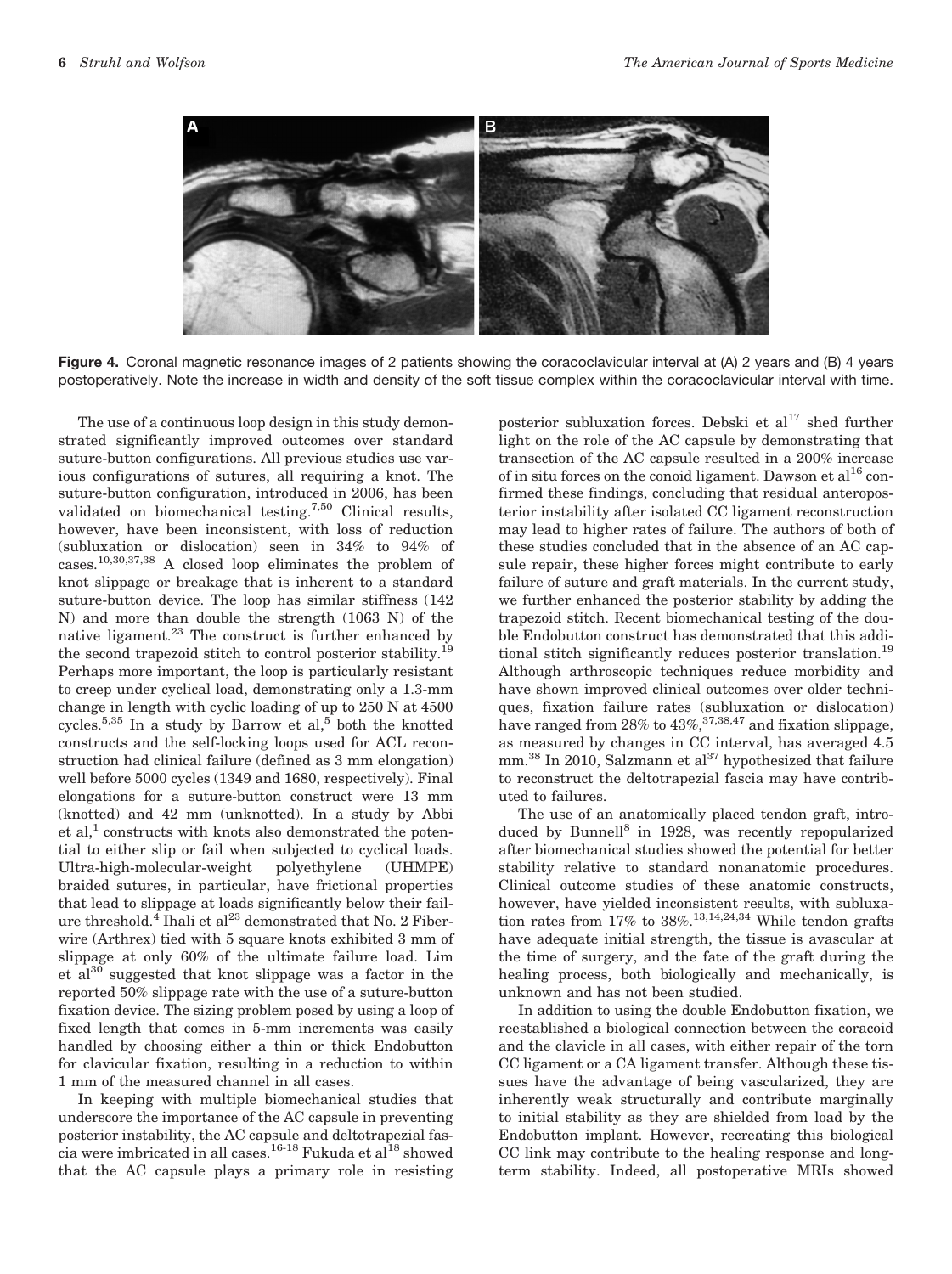**Figure 4.** Coronal magnetic resonance images of 2 patients showing the coracoclavicular interval at (A) 2 years and (B) 4 years postoperatively. Note the increase in width and density of the soft tissue complex within the coracoclavicular interval with time.

The use of a continuous loop design in this study demonstrated significantly improved outcomes over standard suture-button configurations. All previous studies use various configurations of sutures, all requiring a knot. The suture-button configuration, introduced in 2006, has been validated on biomechanical testing.[7,50] Clinical results, however, have been inconsistent, with loss of reduction (subluxation or dislocation) seen in 34% to 94% of cases.[10,30,37,38] A closed loop eliminates the problem of knot slippage or breakage that is inherent to a standard suture-button device. The loop has similar stiffness (142 N) and more than double the strength (1063 N) of the native ligament.[23] The construct is further enhanced by the second trapezoid stitch to control posterior stability.[19] Perhaps more important, the loop is particularly resistant to creep under cyclical load, demonstrating only a 1.3-mm change in length with cyclic loading of up to 250 N at 4500 cycles.[5,35] In a study by Barrow et al,[5] both the knotted constructs and the self-locking loops used for ACL reconstruction had clinical failure (defined as 3 mm elongation) well before 5000 cycles (1349 and 1680, respectively). Final elongations for a suture-button construct were 13 mm (knotted) and 42 mm (unknotted). In a study by Abbi et al,[1] constructs with knots also demonstrated the potential to either slip or fail when subjected to cyclical loads. Ultra-high-molecular-weight polyethylene (UHMPE) braided sutures, in particular, have frictional properties that lead to slippage at loads significantly below their failure threshold.[4] Ihali et al[23] demonstrated that No. 2 Fiberwire (Arthrex) tied with 5 square knots exhibited 3 mm of slippage at only 60% of the ultimate failure load. Lim et al[30] suggested that knot slippage was a factor in the reported 50% slippage rate with the use of a suture-button fixation device. The sizing problem posed by using a loop of fixed length that comes in 5-mm increments was easily handled by choosing either a thin or thick Endobutton for clavicular fixation, resulting in a reduction to within 1 mm of the measured channel in all cases.

In keeping with multiple biomechanical studies that underscore the importance of the AC capsule in preventing posterior instability, the AC capsule and deltotrapezial fascia were imbricated in all cases.[16-18] Fukuda et al[18] showed that the AC capsule plays a primary role in resisting posterior subluxation forces. Debski et al[17] shed further light on the role of the AC capsule by demonstrating that transection of the AC capsule resulted in a 200% increase of in situ forces on the conoid ligament. Dawson et al[16] confirmed these findings, concluding that residual anteroposterior instability after isolated CC ligament reconstruction may lead to higher rates of failure. The authors of both of these studies concluded that in the absence of an AC capsule repair, these higher forces might contribute to early failure of suture and graft materials. In the current study, we further enhanced the posterior stability by adding the trapezoid stitch. Recent biomechanical testing of the double Endobutton construct has demonstrated that this additional stitch significantly reduces posterior translation.[19] Although arthroscopic techniques reduce morbidity and have shown improved clinical outcomes over older techniques, fixation failure rates (subluxation or dislocation) have ranged from 28% to 43%,[37,38,47] and fixation slippage, as measured by changes in CC interval, has averaged 4.5 mm.[38] In 2010, Salzmann et al[37] hypothesized that failure to reconstruct the deltotrapezial fascia may have contributed to failures.

The use of an anatomically placed tendon graft, introduced by Bunnell[8] in 1928, was recently repopularized after biomechanical studies showed the potential for better stability relative to standard nonanatomic procedures. Clinical outcome studies of these anatomic constructs, however, have yielded inconsistent results, with subluxation rates from 17% to 38%.[13,14,24,34] While tendon grafts have adequate initial strength, the tissue is avascular at the time of surgery, and the fate of the graft during the healing process, both biologically and mechanically, is unknown and has not been studied.

In addition to using the double Endobutton fixation, we reestablished a biological connection between the coracoid and the clavicle in all cases, with either repair of the torn CC ligament or a CA ligament transfer. Although these tissues have the advantage of being vascularized, they are inherently weak structurally and contribute marginally to initial stability as they are shielded from load by the Endobutton implant. However, recreating this biological CC link may contribute to the healing response and long-term stability. Indeed, all postoperative MRIs showed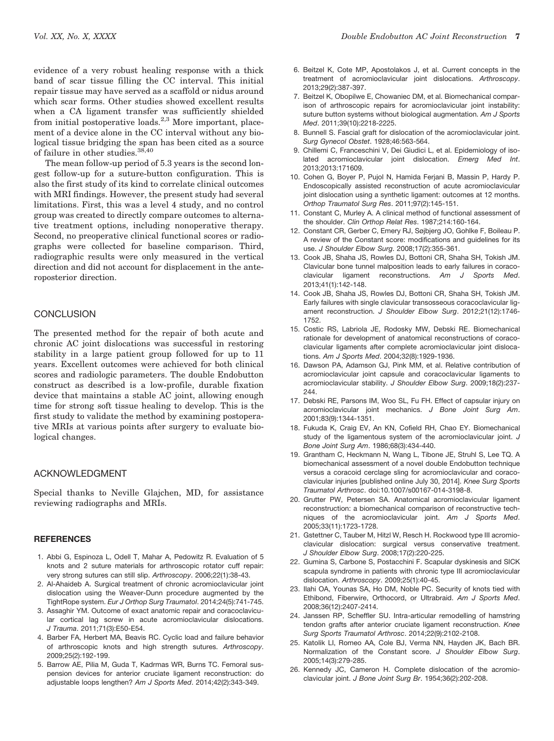evidence of a very robust healing response with a thick band of scar tissue filling the CC interval. This initial repair tissue may have served as a scaffold or nidus around which scar forms. Other studies showed excellent results when a CA ligament transfer was sufficiently shielded from initial postoperative loads.[2,3] More important, placement of a device alone in the CC interval without any biological tissue bridging the span has been cited as a source of failure in other studies.[38,40]

The mean follow-up period of 5.3 years is the second longest follow-up for a suture-button configuration. This is also the first study of its kind to correlate clinical outcomes with MRI findings. However, the present study had several limitations. First, this was a level 4 study, and no control group was created to directly compare outcomes to alternative treatment options, including nonoperative therapy. Second, no preoperative clinical functional scores or radiographs were collected for baseline comparison. Third, radiographic results were only measured in the vertical direction and did not account for displacement in the anteroposterior direction.

## CONCLUSION

The presented method for the repair of both acute and chronic AC joint dislocations was successful in restoring stability in a large patient group followed for up to 11 years. Excellent outcomes were achieved for both clinical scores and radiologic parameters. The double Endobutton construct as described is a low-profile, durable fixation device that maintains a stable AC joint, allowing enough time for strong soft tissue healing to develop. This is the first study to validate the method by examining postoperative MRIs at various points after surgery to evaluate biological changes.

## ACKNOWLEDGMENT

Special thanks to Neville Glajchen, MD, for assistance reviewing radiographs and MRIs.

### REFERENCES

1. Abbi G, Espinoza L, Odell T, Mahar A, Pedowitz R. Evaluation of 5 knots and 2 suture materials for arthroscopic rotator cuff repair: very strong sutures can still slip. *Arthroscopy*. 2006;22(1):38-43.
2. Al-Ahaideb A. Surgical treatment of chronic acromioclavicular joint dislocation using the Weaver-Dunn procedure augmented by the TightRope system. *Eur J Orthop Surg Traumatol*. 2014;24(5):741-745.
3. Assaghir YM. Outcome of exact anatomic repair and coracoclavicular cortical lag screw in acute acromioclavicular dislocations. *J Trauma*. 2011;71(3):E50-E54.
4. Barber FA, Herbert MA, Beavis RC. Cyclic load and failure behavior of arthroscopic knots and high strength sutures. *Arthroscopy*. 2009;25(2):192-199.
5. Barrow AE, Pilia M, Guda T, Kadrmas WR, Burns TC. Femoral suspension devices for anterior cruciate ligament reconstruction: do adjustable loops lengthen? *Am J Sports Med*. 2014;42(2):343-349.
6. Beitzel K, Cote MP, Apostolakos J, et al. Current concepts in the treatment of acromioclavicular joint dislocations. *Arthroscopy*. 2013;29(2):387-397.
7. Beitzel K, Obopilwe E, Chowaniec DM, et al. Biomechanical comparison of arthroscopic repairs for acromioclavicular joint instability: suture button systems without biological augmentation. *Am J Sports Med*. 2011;39(10):2218-2225.
8. Bunnell S. Fascial graft for dislocation of the acromioclavicular joint. *Surg Gynecol Obstet*. 1928;46:563-564.
9. Chillemi C, Franceschini V, Dei Giudici L, et al. Epidemiology of isolated acromioclavicular joint dislocation. *Emerg Med Int*. 2013;2013:171609.
10. Cohen G, Boyer P, Pujol N, Hamida Ferjani B, Massin P, Hardy P. Endoscopically assisted reconstruction of acute acromioclavicular joint dislocation using a synthetic ligament: outcomes at 12 months. *Orthop Traumatol Surg Res*. 2011;97(2):145-151.
11. Constant C, Murley A. A clinical method of functional assessment of the shoulder. *Clin Orthop Relat Res*. 1987;214:160-164.
12. Constant CR, Gerber C, Emery RJ, Søjbjerg JO, Gohlke F, Boileau P. A review of the Constant score: modifications and guidelines for its use. *J Shoulder Elbow Surg*. 2008;17(2):355-361.
13. Cook JB, Shaha JS, Rowles DJ, Bottoni CR, Shaha SH, Tokish JM. Clavicular bone tunnel malposition leads to early failures in coracoclavicular ligament reconstructions. *Am J Sports Med*. 2013;41(1):142-148.
14. Cook JB, Shaha JS, Rowles DJ, Bottoni CR, Shaha SH, Tokish JM. Early failures with single clavicular transosseous coracoclavicular ligament reconstruction. *J Shoulder Elbow Surg*. 2012;21(12):1746-1752.
15. Costic RS, Labriola JE, Rodosky MW, Debski RE. Biomechanical rationale for development of anatomical reconstructions of coracoclavicular ligaments after complete acromioclavicular joint dislocations. *Am J Sports Med*. 2004;32(8):1929-1936.
16. Dawson PA, Adamson GJ, Pink MM, et al. Relative contribution of acromioclavicular joint capsule and coracoclavicular ligaments to acromioclavicular stability. *J Shoulder Elbow Surg*. 2009;18(2):237-244.
17. Debski RE, Parsons IM, Woo SL, Fu FH. Effect of capsular injury on acromioclavicular joint mechanics. *J Bone Joint Surg Am*. 2001;83(9):1344-1351.
18. Fukuda K, Craig EV, An KN, Cofield RH, Chao EY. Biomechanical study of the ligamentous system of the acromioclavicular joint. *J Bone Joint Surg Am*. 1986;68(3):434-440.
19. Grantham C, Heckmann N, Wang L, Tibone JE, Struhl S, Lee TQ. A biomechanical assessment of a novel double Endobutton technique versus a coracoid cerclage sling for acromioclavicular and coracoclavicular injuries [published online July 30, 2014]. *Knee Surg Sports Traumatol Arthrosc*. doi:10.1007/s00167-014-3198-8.
20. Grutter PW, Petersen SA. Anatomical acromioclavicular ligament reconstruction: a biomechanical comparison of reconstructive techniques of the acromioclavicular joint. *Am J Sports Med*. 2005;33(11):1723-1728.
21. Gstettner C, Tauber M, Hitzl W, Resch H. Rockwood type III acromioclavicular dislocation: surgical versus conservative treatment. *J Shoulder Elbow Surg*. 2008;17(2):220-225.
22. Gumina S, Carbone S, Postacchini F. Scapular dyskinesis and SICK scapula syndrome in patients with chronic type III acromioclavicular dislocation. *Arthroscopy*. 2009;25(1):40-45.
23. Ilahi OA, Younas SA, Ho DM, Noble PC. Security of knots tied with Ethibond, Fiberwire, Orthocord, or Ultrabraid. *Am J Sports Med*. 2008;36(12):2407-2414.
24. Janssen RP, Scheffler SU. Intra-articular remodelling of hamstring tendon grafts after anterior cruciate ligament reconstruction. *Knee Surg Sports Traumatol Arthrosc*. 2014;22(9):2102-2108.
25. Katolik LI, Romeo AA, Cole BJ, Verma NN, Hayden JK, Bach BR. Normalization of the Constant score. *J Shoulder Elbow Surg*. 2005;14(3):279-285.
26. Kennedy JC, Cameron H. Complete dislocation of the acromioclavicular joint. *J Bone Joint Surg Br*. 1954;36(2):202-208.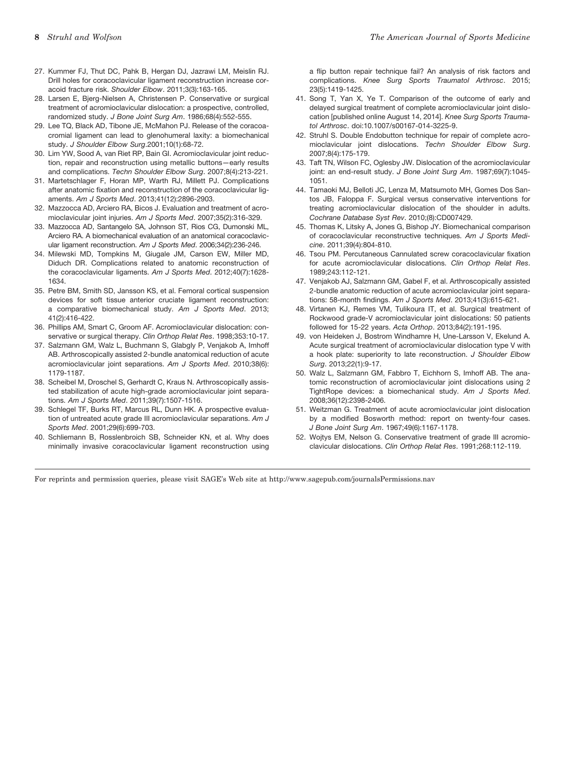27. Kummer FJ, Thut DC, Pahk B, Hergan DJ, Jazrawi LM, Meislin RJ. Drill holes for coracoclavicular ligament reconstruction increase coracoid fracture risk. *Shoulder Elbow*. 2011;3(3):163-165.
28. Larsen E, Bjerg-Nielsen A, Christensen P. Conservative or surgical treatment of acromioclavicular dislocation: a prospective, controlled, randomized study. *J Bone Joint Surg Am*. 1986;68(4):552-555.
29. Lee TQ, Black AD, Tibone JE, McMahon PJ. Release of the coracoacromial ligament can lead to glenohumeral laxity: a biomechanical study. *J Shoulder Elbow Surg*.2001;10(1):68-72.
30. Lim YW, Sood A, van Riet RP, Bain GI. Acromioclavicular joint reduction, repair and reconstruction using metallic buttons—early results and complications. *Techn Shoulder Elbow Surg*. 2007;8(4):213-221.
31. Martetschlager F, Horan MP, Warth RJ, Millett PJ. Complications after anatomic fixation and reconstruction of the coracoclavicular ligaments. *Am J Sports Med*. 2013;41(12):2896-2903.
32. Mazzocca AD, Arciero RA, Bicos J. Evaluation and treatment of acromioclavicular joint injuries. *Am J Sports Med*. 2007;35(2):316-329.
33. Mazzocca AD, Santangelo SA, Johnson ST, Rios CG, Dumonski ML, Arciero RA. A biomechanical evaluation of an anatomical coracoclavicular ligament reconstruction. *Am J Sports Med*. 2006;34(2):236-246.
34. Milewski MD, Tompkins M, Giugale JM, Carson EW, Miller MD, Diduch DR. Complications related to anatomic reconstruction of the coracoclavicular ligaments. *Am J Sports Med*. 2012;40(7):1628-1634.
35. Petre BM, Smith SD, Jansson KS, et al. Femoral cortical suspension devices for soft tissue anterior cruciate ligament reconstruction: a comparative biomechanical study. *Am J Sports Med*. 2013; 41(2):416-422.
36. Phillips AM, Smart C, Groom AF. Acromioclavicular dislocation: conservative or surgical therapy. *Clin Orthop Relat Res*. 1998;353:10-17.
37. Salzmann GM, Walz L, Buchmann S, Glabgly P, Venjakob A, Imhoff AB. Arthroscopically assisted 2-bundle anatomical reduction of acute acromioclavicular joint separations. *Am J Sports Med*. 2010;38(6): 1179-1187.
38. Scheibel M, Droschel S, Gerhardt C, Kraus N. Arthroscopically assisted stabilization of acute high-grade acromioclavicular joint separations. *Am J Sports Med*. 2011;39(7):1507-1516.
39. Schlegel TF, Burks RT, Marcus RL, Dunn HK. A prospective evaluation of untreated acute grade III acromioclavicular separations. *Am J Sports Med*. 2001;29(6):699-703.
40. Schliemann B, Rosslenbroich SB, Schneider KN, et al. Why does minimally invasive coracoclavicular ligament reconstruction using a flip button repair technique fail? An analysis of risk factors and complications. *Knee Surg Sports Traumatol Arthrosc*. 2015; 23(5):1419-1425.
41. Song T, Yan X, Ye T. Comparison of the outcome of early and delayed surgical treatment of complete acromioclavicular joint dislocation [published online August 14, 2014]. *Knee Surg Sports Traumatol Arthrosc*. doi:10.1007/s00167-014-3225-9.
42. Struhl S. Double Endobutton technique for repair of complete acromioclavicular joint dislocations. *Techn Shoulder Elbow Surg*. 2007;8(4):175-179.
43. Taft TN, Wilson FC, Oglesby JW. Dislocation of the acromioclavicular joint: an end-result study. *J Bone Joint Surg Am*. 1987;69(7):1045-1051.
44. Tamaoki MJ, Belloti JC, Lenza M, Matsumoto MH, Gomes Dos Santos JB, Faloppa F. Surgical versus conservative interventions for treating acromioclavicular dislocation of the shoulder in adults. *Cochrane Database Syst Rev*. 2010;(8):CD007429.
45. Thomas K, Litsky A, Jones G, Bishop JY. Biomechanical comparison of coracoclavicular reconstructive techniques. *Am J Sports Medicine*. 2011;39(4):804-810.
46. Tsou PM. Percutaneous Cannulated screw coracoclavicular fixation for acute acromioclavicular dislocations. *Clin Orthop Relat Res*. 1989;243:112-121.
47. Venjakob AJ, Salzmann GM, Gabel F, et al. Arthroscopically assisted 2-bundle anatomic reduction of acute acromioclavicular joint separations: 58-month findings. *Am J Sports Med*. 2013;41(3):615-621.
48. Virtanen KJ, Remes VM, Tulikoura IT, et al. Surgical treatment of Rockwood grade-V acromioclavicular joint dislocations: 50 patients followed for 15-22 years. *Acta Orthop*. 2013;84(2):191-195.
49. von Heideken J, Bostrom Windhamre H, Une-Larsson V, Ekelund A. Acute surgical treatment of acromioclavicular dislocation type V with a hook plate: superiority to late reconstruction. *J Shoulder Elbow Surg*. 2013;22(1):9-17.
50. Walz L, Salzmann GM, Fabbro T, Eichhorn S, Imhoff AB. The anatomic reconstruction of acromioclavicular joint dislocations using 2 TightRope devices: a biomechanical study. *Am J Sports Med*. 2008;36(12):2398-2406.
51. Weitzman G. Treatment of acute acromioclavicular joint dislocation by a modified Bosworth method: report on twenty-four cases. *J Bone Joint Surg Am*. 1967;49(6):1167-1178.
52. Wojtys EM, Nelson G. Conservative treatment of grade III acromioclavicular dislocations. *Clin Orthop Relat Res*. 1991;268:112-119.

For reprints and permission queries, please visit SAGE's Web site at http://www.sagepub.com/journalsPermissions.nav